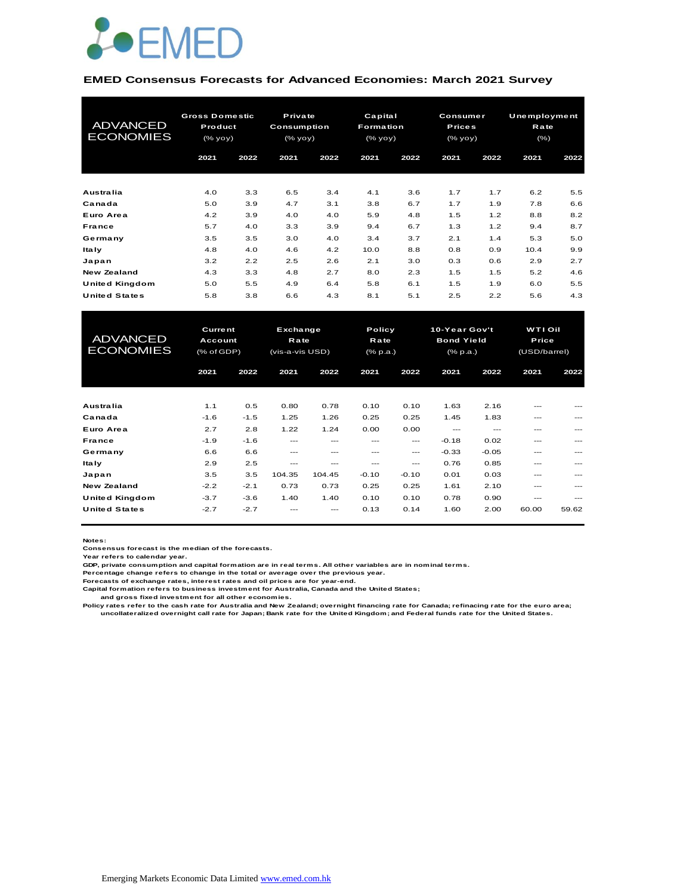EMED

## EMED Consensus Forecasts for Advanced Economies: March 2021 Survey

| ADVANCED ECONOMIES | Gross Domestic Product (% yoy) | | Private Consumption (% yoy) | | Capital Formation (% yoy) | | Consumer Prices (% yoy) | | Unemployment Rate (%) | |
|---|---|---|---|---|---|---|---|---|---|---|
| | 2021 | 2022 | 2021 | 2022 | 2021 | 2022 | 2021 | 2022 | 2021 | 2022 |
| Australia | 4.0 | 3.3 | 6.5 | 3.4 | 4.1 | 3.6 | 1.7 | 1.7 | 6.2 | 5.5 |
| Canada | 5.0 | 3.9 | 4.7 | 3.1 | 3.8 | 6.7 | 1.7 | 1.9 | 7.8 | 6.6 |
| Euro Area | 4.2 | 3.9 | 4.0 | 4.0 | 5.9 | 4.8 | 1.5 | 1.2 | 8.8 | 8.2 |
| France | 5.7 | 4.0 | 3.3 | 3.9 | 9.4 | 6.7 | 1.3 | 1.2 | 9.4 | 8.7 |
| Germany | 3.5 | 3.5 | 3.0 | 4.0 | 3.4 | 3.7 | 2.1 | 1.4 | 5.3 | 5.0 |
| Italy | 4.8 | 4.0 | 4.6 | 4.2 | 10.0 | 8.8 | 0.8 | 0.9 | 10.4 | 9.9 |
| Japan | 3.2 | 2.2 | 2.5 | 2.6 | 2.1 | 3.0 | 0.3 | 0.6 | 2.9 | 2.7 |
| New Zealand | 4.3 | 3.3 | 4.8 | 2.7 | 8.0 | 2.3 | 1.5 | 1.5 | 5.2 | 4.6 |
| United Kingdom | 5.0 | 5.5 | 4.9 | 6.4 | 5.8 | 6.1 | 1.5 | 1.9 | 6.0 | 5.5 |
| United States | 5.8 | 3.8 | 6.6 | 4.3 | 8.1 | 5.1 | 2.5 | 2.2 | 5.6 | 4.3 |

| ADVANCED ECONOMIES | Current Account (% of GDP) | | Exchange Rate (vis-a-vis USD) | | Policy Rate (% p.a.) | | 10-Year Gov't Bond Yield (% p.a.) | | WTI Oil Price (USD/barrel) | |
|---|---|---|---|---|---|---|---|---|---|---|
| | 2021 | 2022 | 2021 | 2022 | 2021 | 2022 | 2021 | 2022 | 2021 | 2022 |
| Australia | 1.1 | 0.5 | 0.80 | 0.78 | 0.10 | 0.10 | 1.63 | 2.16 | --- | --- |
| Canada | -1.6 | -1.5 | 1.25 | 1.26 | 0.25 | 0.25 | 1.45 | 1.83 | --- | --- |
| Euro Area | 2.7 | 2.8 | 1.22 | 1.24 | 0.00 | 0.00 | --- | --- | --- | --- |
| France | -1.9 | -1.6 | --- | --- | --- | --- | -0.18 | 0.02 | --- | --- |
| Germany | 6.6 | 6.6 | --- | --- | --- | --- | -0.33 | -0.05 | --- | --- |
| Italy | 2.9 | 2.5 | --- | --- | --- | --- | 0.76 | 0.85 | --- | --- |
| Japan | 3.5 | 3.5 | 104.35 | 104.45 | -0.10 | -0.10 | 0.01 | 0.03 | --- | --- |
| New Zealand | -2.2 | -2.1 | 0.73 | 0.73 | 0.25 | 0.25 | 1.61 | 2.10 | --- | --- |
| United Kingdom | -3.7 | -3.6 | 1.40 | 1.40 | 0.10 | 0.10 | 0.78 | 0.90 | --- | --- |
| United States | -2.7 | -2.7 | --- | --- | 0.13 | 0.14 | 1.60 | 2.00 | 60.00 | 59.62 |

**Notes:**
Consensus forecast is the median of the forecasts.
Year refers to calendar year.
GDP, private consumption and capital formation are in real terms. All other variables are in nominal terms.
Percentage change refers to change in the total or average over the previous year.
Forecasts of exchange rates, interest rates and oil prices are for year-end.
Capital formation refers to business investment for Australia, Canada and the United States;
and gross fixed investment for all other economies.
Policy rates refer to the cash rate for Australia and New Zealand; overnight financing rate for Canada; refinacing rate for the euro area;
uncollateralized overnight call rate for Japan; Bank rate for the United Kingdom; and Federal funds rate for the United States.

Emerging Markets Economic Data Limited [www.emed.com.hk](http://www.emed.com.hk)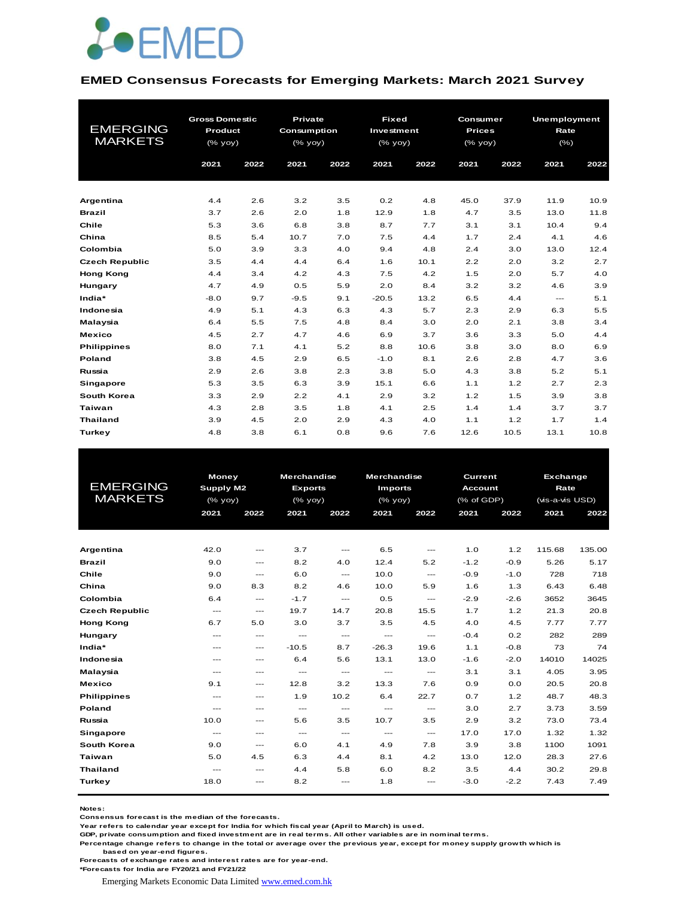# EMED

## EMED Consensus Forecasts for Emerging Markets: March 2021 Survey

| EMERGING MARKETS | Gross Domestic Product (% yoy) | | Private Consumption (% yoy) | | Fixed Investment (% yoy) | | Consumer Prices (% yoy) | | Unemployment Rate (%) | |
|---|---|---|---|---|---|---|---|---|---|---|
| | 2021 | 2022 | 2021 | 2022 | 2021 | 2022 | 2021 | 2022 | 2021 | 2022 |
| Argentina | 4.4 | 2.6 | 3.2 | 3.5 | 0.2 | 4.8 | 45.0 | 37.9 | 11.9 | 10.9 |
| Brazil | 3.7 | 2.6 | 2.0 | 1.8 | 12.9 | 1.8 | 4.7 | 3.5 | 13.0 | 11.8 |
| Chile | 5.3 | 3.6 | 6.8 | 3.8 | 8.7 | 7.7 | 3.1 | 3.1 | 10.4 | 9.4 |
| China | 8.5 | 5.4 | 10.7 | 7.0 | 7.5 | 4.4 | 1.7 | 2.4 | 4.1 | 4.6 |
| Colombia | 5.0 | 3.9 | 3.3 | 4.0 | 9.4 | 4.8 | 2.4 | 3.0 | 13.0 | 12.4 |
| Czech Republic | 3.5 | 4.4 | 4.4 | 6.4 | 1.6 | 10.1 | 2.2 | 2.0 | 3.2 | 2.7 |
| Hong Kong | 4.4 | 3.4 | 4.2 | 4.3 | 7.5 | 4.2 | 1.5 | 2.0 | 5.7 | 4.0 |
| Hungary | 4.7 | 4.9 | 0.5 | 5.9 | 2.0 | 8.4 | 3.2 | 3.2 | 4.6 | 3.9 |
| India* | -8.0 | 9.7 | -9.5 | 9.1 | -20.5 | 13.2 | 6.5 | 4.4 | --- | 5.1 |
| Indonesia | 4.9 | 5.1 | 4.3 | 6.3 | 4.3 | 5.7 | 2.3 | 2.9 | 6.3 | 5.5 |
| Malaysia | 6.4 | 5.5 | 7.5 | 4.8 | 8.4 | 3.0 | 2.0 | 2.1 | 3.8 | 3.4 |
| Mexico | 4.5 | 2.7 | 4.7 | 4.6 | 6.9 | 3.7 | 3.6 | 3.3 | 5.0 | 4.4 |
| Philippines | 8.0 | 7.1 | 4.1 | 5.2 | 8.8 | 10.6 | 3.8 | 3.0 | 8.0 | 6.9 |
| Poland | 3.8 | 4.5 | 2.9 | 6.5 | -1.0 | 8.1 | 2.6 | 2.8 | 4.7 | 3.6 |
| Russia | 2.9 | 2.6 | 3.8 | 2.3 | 3.8 | 5.0 | 4.3 | 3.8 | 5.2 | 5.1 |
| Singapore | 5.3 | 3.5 | 6.3 | 3.9 | 15.1 | 6.6 | 1.1 | 1.2 | 2.7 | 2.3 |
| South Korea | 3.3 | 2.9 | 2.2 | 4.1 | 2.9 | 3.2 | 1.2 | 1.5 | 3.9 | 3.8 |
| Taiwan | 4.3 | 2.8 | 3.5 | 1.8 | 4.1 | 2.5 | 1.4 | 1.4 | 3.7 | 3.7 |
| Thailand | 3.9 | 4.5 | 2.0 | 2.9 | 4.3 | 4.0 | 1.1 | 1.2 | 1.7 | 1.4 |
| Turkey | 4.8 | 3.8 | 6.1 | 0.8 | 9.6 | 7.6 | 12.6 | 10.5 | 13.1 | 10.8 |

| EMERGING MARKETS | Money Supply M2 (% yoy) | | Merchandise Exports (% yoy) | | Merchandise Imports (% yoy) | | Current Account (% of GDP) | | Exchange Rate (vis-a-vis USD) | |
|---|---|---|---|---|---|---|---|---|---|---|
| | 2021 | 2022 | 2021 | 2022 | 2021 | 2022 | 2021 | 2022 | 2021 | 2022 |
| Argentina | 42.0 | --- | 3.7 | --- | 6.5 | --- | 1.0 | 1.2 | 115.68 | 135.00 |
| Brazil | 9.0 | --- | 8.2 | 4.0 | 12.4 | 5.2 | -1.2 | -0.9 | 5.26 | 5.17 |
| Chile | 9.0 | --- | 6.0 | --- | 10.0 | --- | -0.9 | -1.0 | 728 | 718 |
| China | 9.0 | 8.3 | 8.2 | 4.6 | 10.0 | 5.9 | 1.6 | 1.3 | 6.43 | 6.48 |
| Colombia | 6.4 | --- | -1.7 | --- | 0.5 | --- | -2.9 | -2.6 | 3652 | 3645 |
| Czech Republic | --- | --- | 19.7 | 14.7 | 20.8 | 15.5 | 1.7 | 1.2 | 21.3 | 20.8 |
| Hong Kong | 6.7 | 5.0 | 3.0 | 3.7 | 3.5 | 4.5 | 4.0 | 4.5 | 7.77 | 7.77 |
| Hungary | --- | --- | --- | --- | --- | --- | -0.4 | 0.2 | 282 | 289 |
| India* | --- | --- | -10.5 | 8.7 | -26.3 | 19.6 | 1.1 | -0.8 | 73 | 74 |
| Indonesia | --- | --- | 6.4 | 5.6 | 13.1 | 13.0 | -1.6 | -2.0 | 14010 | 14025 |
| Malaysia | --- | --- | --- | --- | --- | --- | 3.1 | 3.1 | 4.05 | 3.95 |
| Mexico | 9.1 | --- | 12.8 | 3.2 | 13.3 | 7.6 | 0.9 | 0.0 | 20.5 | 20.8 |
| Philippines | --- | --- | 1.9 | 10.2 | 6.4 | 22.7 | 0.7 | 1.2 | 48.7 | 48.3 |
| Poland | --- | --- | --- | --- | --- | --- | 3.0 | 2.7 | 3.73 | 3.59 |
| Russia | 10.0 | --- | 5.6 | 3.5 | 10.7 | 3.5 | 2.9 | 3.2 | 73.0 | 73.4 |
| Singapore | --- | --- | --- | --- | --- | --- | 17.0 | 17.0 | 1.32 | 1.32 |
| South Korea | 9.0 | --- | 6.0 | 4.1 | 4.9 | 7.8 | 3.9 | 3.8 | 1100 | 1091 |
| Taiwan | 5.0 | 4.5 | 6.3 | 4.4 | 8.1 | 4.2 | 13.0 | 12.0 | 28.3 | 27.6 |
| Thailand | --- | --- | 4.4 | 5.8 | 6.0 | 8.2 | 3.5 | 4.4 | 30.2 | 29.8 |
| Turkey | 18.0 | --- | 8.2 | --- | 1.8 | --- | -3.0 | -2.2 | 7.43 | 7.49 |

**Notes:**
**Consensus forecast is the median of the forecasts.**
**Year refers to calendar year except for India for which fiscal year (April to March) is used.**
**GDP, private consumption and fixed investment are in real terms. All other variables are in nominal terms.**
**Percentage change refers to change in the total or average over the previous year, except for money supply growth which is based on year-end figures.**
**Forecasts of exchange rates and interest rates are for year-end.**
***Forecasts for India are FY20/21 and FY21/22**

Emerging Markets Economic Data Limited www.emed.com.hk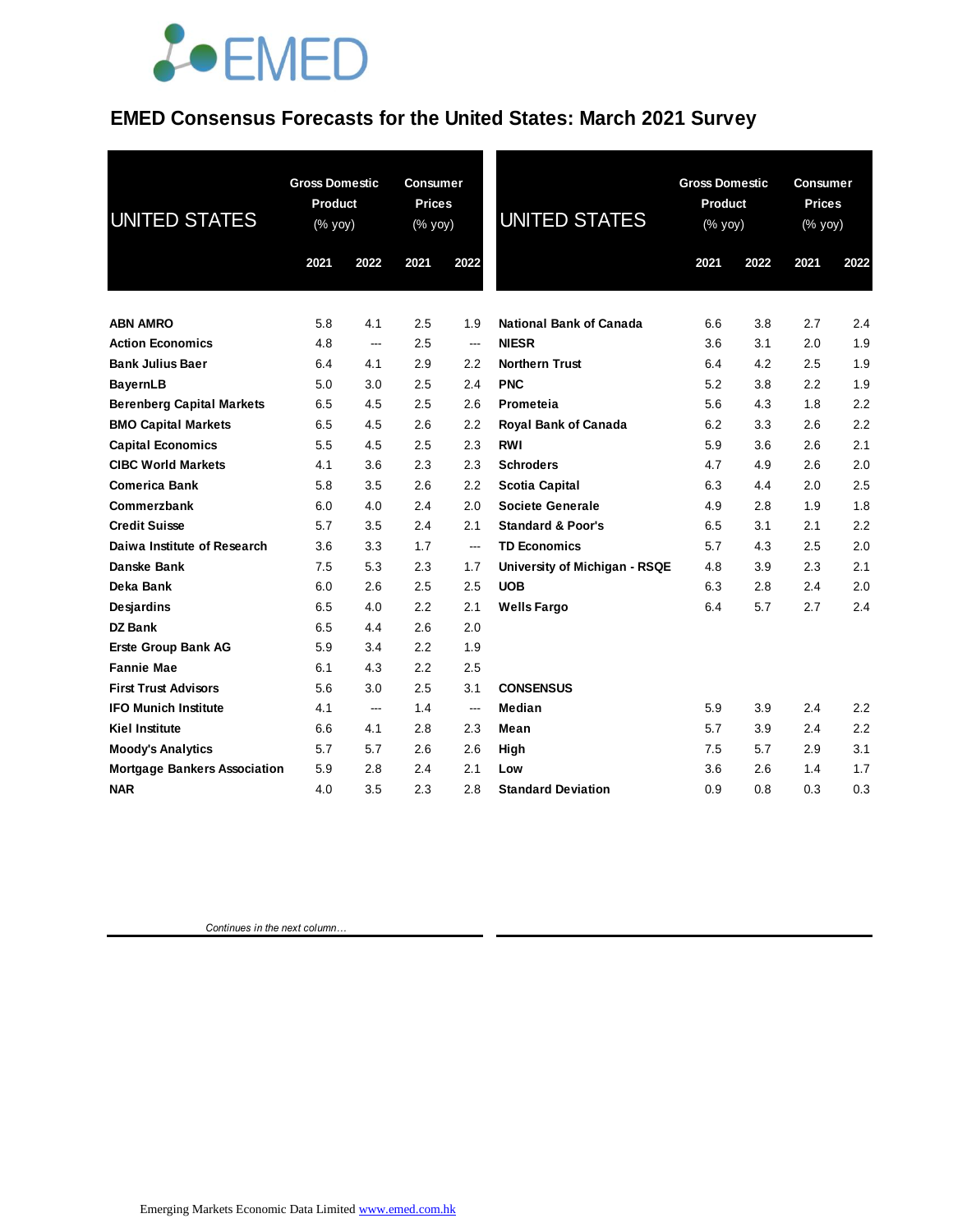# EMED Consensus Forecasts for the United States: March 2021 Survey

| UNITED STATES | Gross Domestic Product (% yoy) | | Consumer Prices (% yoy) | |
|---|---|---|---|---|
| | 2021 | 2022 | 2021 | 2022 |
| **ABN AMRO** | 5.8 | 4.1 | 2.5 | 1.9 |
| **Action Economics** | 4.8 | --- | 2.5 | --- |
| **Bank Julius Baer** | 6.4 | 4.1 | 2.9 | 2.2 |
| **BayernLB** | 5.0 | 3.0 | 2.5 | 2.4 |
| **Berenberg Capital Markets** | 6.5 | 4.5 | 2.5 | 2.6 |
| **BMO Capital Markets** | 6.5 | 4.5 | 2.6 | 2.2 |
| **Capital Economics** | 5.5 | 4.5 | 2.5 | 2.3 |
| **CIBC World Markets** | 4.1 | 3.6 | 2.3 | 2.3 |
| **Comerica Bank** | 5.8 | 3.5 | 2.6 | 2.2 |
| **Commerzbank** | 6.0 | 4.0 | 2.4 | 2.0 |
| **Credit Suisse** | 5.7 | 3.5 | 2.4 | 2.1 |
| **Daiwa Institute of Research** | 3.6 | 3.3 | 1.7 | --- |
| **Danske Bank** | 7.5 | 5.3 | 2.3 | 1.7 |
| **Deka Bank** | 6.0 | 2.6 | 2.5 | 2.5 |
| **Desjardins** | 6.5 | 4.0 | 2.2 | 2.1 |
| **DZ Bank** | 6.5 | 4.4 | 2.6 | 2.0 |
| **Erste Group Bank AG** | 5.9 | 3.4 | 2.2 | 1.9 |
| **Fannie Mae** | 6.1 | 4.3 | 2.2 | 2.5 |
| **First Trust Advisors** | 5.6 | 3.0 | 2.5 | 3.1 |
| **IFO Munich Institute** | 4.1 | --- | 1.4 | --- |
| **Kiel Institute** | 6.6 | 4.1 | 2.8 | 2.3 |
| **Moody's Analytics** | 5.7 | 5.7 | 2.6 | 2.6 |
| **Mortgage Bankers Association** | 5.9 | 2.8 | 2.4 | 2.1 |
| **NAR** | 4.0 | 3.5 | 2.3 | 2.8 |
| **National Bank of Canada** | 6.6 | 3.8 | 2.7 | 2.4 |
| **NIESR** | 3.6 | 3.1 | 2.0 | 1.9 |
| **Northern Trust** | 6.4 | 4.2 | 2.5 | 1.9 |
| **PNC** | 5.2 | 3.8 | 2.2 | 1.9 |
| **Prometeia** | 5.6 | 4.3 | 1.8 | 2.2 |
| **Royal Bank of Canada** | 6.2 | 3.3 | 2.6 | 2.2 |
| **RWI** | 5.9 | 3.6 | 2.6 | 2.1 |
| **Schroders** | 4.7 | 4.9 | 2.6 | 2.0 |
| **Scotia Capital** | 6.3 | 4.4 | 2.0 | 2.5 |
| **Societe Generale** | 4.9 | 2.8 | 1.9 | 1.8 |
| **Standard & Poor's** | 6.5 | 3.1 | 2.1 | 2.2 |
| **TD Economics** | 5.7 | 4.3 | 2.5 | 2.0 |
| **University of Michigan - RSQE** | 4.8 | 3.9 | 2.3 | 2.1 |
| **UOB** | 6.3 | 2.8 | 2.4 | 2.0 |
| **Wells Fargo** | 6.4 | 5.7 | 2.7 | 2.4 |
| **CONSENSUS** | | | | |
| **Median** | 5.9 | 3.9 | 2.4 | 2.2 |
| **Mean** | 5.7 | 3.9 | 2.4 | 2.2 |
| **High** | 7.5 | 5.7 | 2.9 | 3.1 |
| **Low** | 3.6 | 2.6 | 1.4 | 1.7 |
| **Standard Deviation** | 0.9 | 0.8 | 0.3 | 0.3 |

*Continues in the next column…*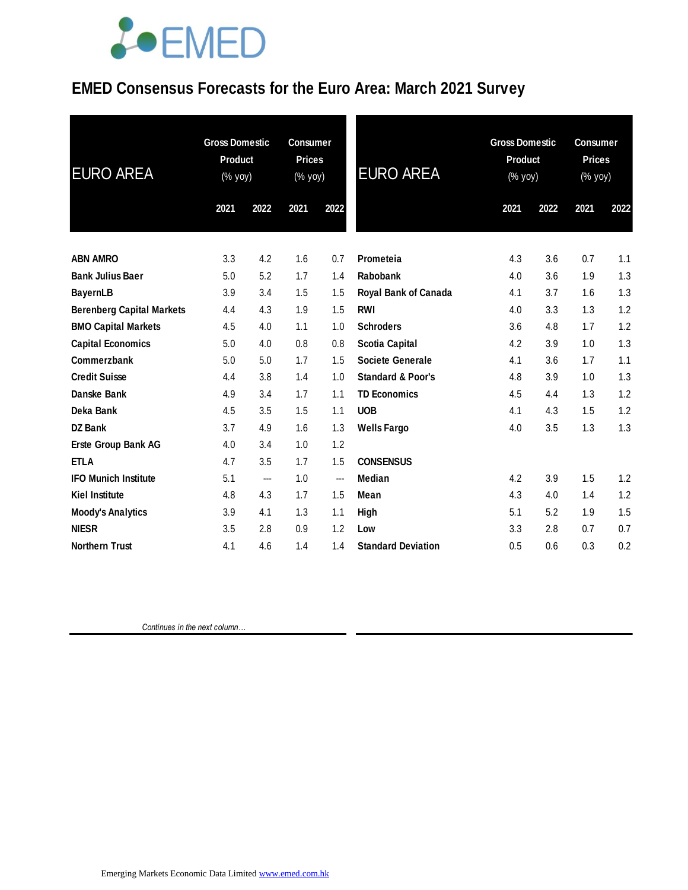# EMED Consensus Forecasts for the Euro Area: March 2021 Survey

| EURO AREA | Gross Domestic Product (% yoy) | | Consumer Prices (% yoy) | |
|---|---|---|---|---|
| | 2021 | 2022 | 2021 | 2022 |
| ABN AMRO | 3.3 | 4.2 | 1.6 | 0.7 |
| Bank Julius Baer | 5.0 | 5.2 | 1.7 | 1.4 |
| BayernLB | 3.9 | 3.4 | 1.5 | 1.5 |
| Berenberg Capital Markets | 4.4 | 4.3 | 1.9 | 1.5 |
| BMO Capital Markets | 4.5 | 4.0 | 1.1 | 1.0 |
| Capital Economics | 5.0 | 4.0 | 0.8 | 0.8 |
| Commerzbank | 5.0 | 5.0 | 1.7 | 1.5 |
| Credit Suisse | 4.4 | 3.8 | 1.4 | 1.0 |
| Danske Bank | 4.9 | 3.4 | 1.7 | 1.1 |
| Deka Bank | 4.5 | 3.5 | 1.5 | 1.1 |
| DZ Bank | 3.7 | 4.9 | 1.6 | 1.3 |
| Erste Group Bank AG | 4.0 | 3.4 | 1.0 | 1.2 |
| ETLA | 4.7 | 3.5 | 1.7 | 1.5 |
| IFO Munich Institute | 5.1 | --- | 1.0 | --- |
| Kiel Institute | 4.8 | 4.3 | 1.7 | 1.5 |
| Moody's Analytics | 3.9 | 4.1 | 1.3 | 1.1 |
| NIESR | 3.5 | 2.8 | 0.9 | 1.2 |
| Northern Trust | 4.1 | 4.6 | 1.4 | 1.4 |
| Prometeia | 4.3 | 3.6 | 0.7 | 1.1 |
| Rabobank | 4.0 | 3.6 | 1.9 | 1.3 |
| Royal Bank of Canada | 4.1 | 3.7 | 1.6 | 1.3 |
| RWI | 4.0 | 3.3 | 1.3 | 1.2 |
| Schroders | 3.6 | 4.8 | 1.7 | 1.2 |
| Scotia Capital | 4.2 | 3.9 | 1.0 | 1.3 |
| Societe Generale | 4.1 | 3.6 | 1.7 | 1.1 |
| Standard & Poor's | 4.8 | 3.9 | 1.0 | 1.3 |
| TD Economics | 4.5 | 4.4 | 1.3 | 1.2 |
| UOB | 4.1 | 4.3 | 1.5 | 1.2 |
| Wells Fargo | 4.0 | 3.5 | 1.3 | 1.3 |
| **CONSENSUS** | | | | |
| Median | 4.2 | 3.9 | 1.5 | 1.2 |
| Mean | 4.3 | 4.0 | 1.4 | 1.2 |
| High | 5.1 | 5.2 | 1.9 | 1.5 |
| Low | 3.3 | 2.8 | 0.7 | 0.7 |
| Standard Deviation | 0.5 | 0.6 | 0.3 | 0.2 |

*Continues in the next column…*

Emerging Markets Economic Data Limited www.emed.com.hk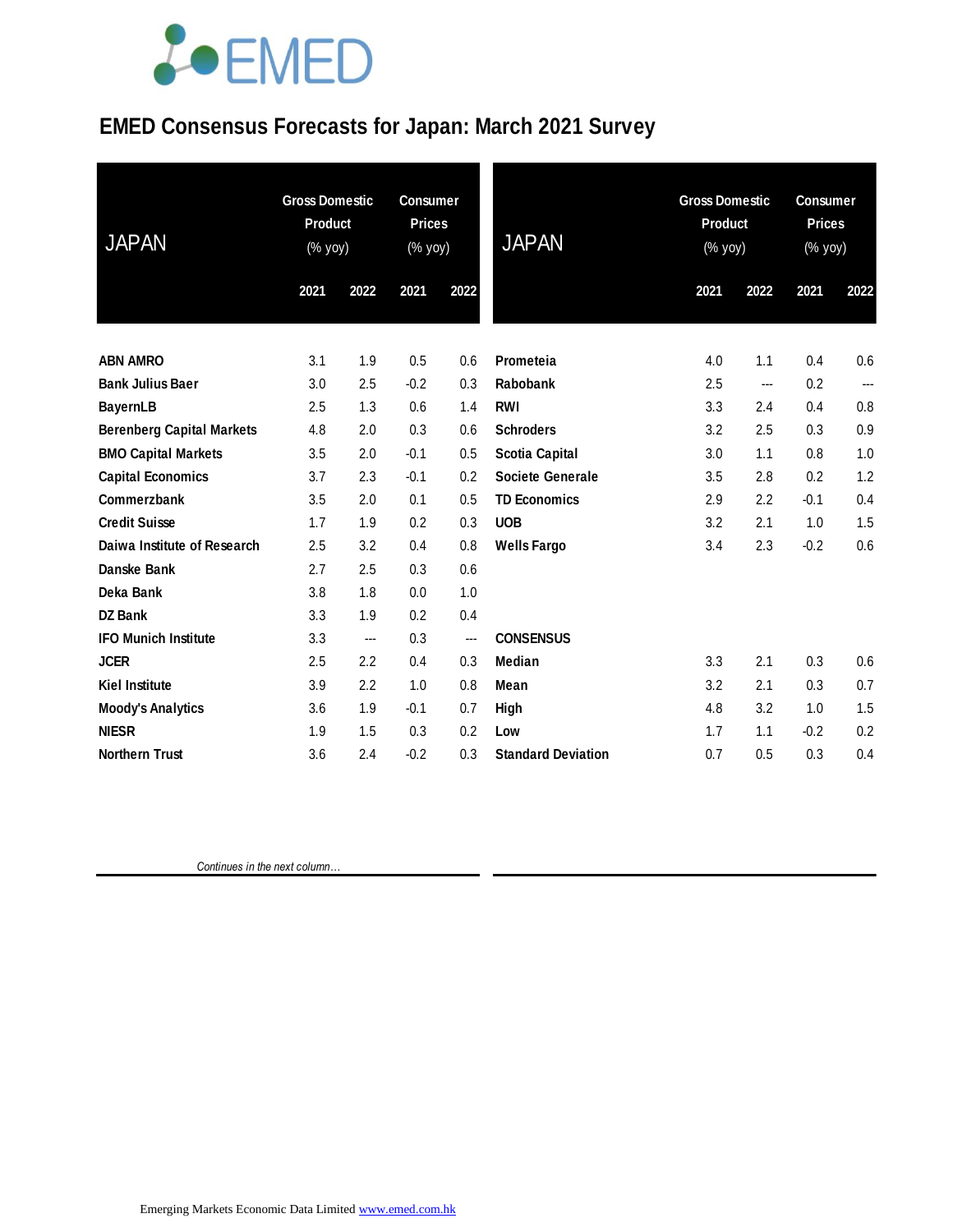# EMED Consensus Forecasts for Japan: March 2021 Survey

| JAPAN | Gross Domestic Product (% yoy) | | Consumer Prices (% yoy) | |
|---|---|---|---|---|
| | 2021 | 2022 | 2021 | 2022 |
| **ABN AMRO** | 3.1 | 1.9 | 0.5 | 0.6 |
| **Bank Julius Baer** | 3.0 | 2.5 | -0.2 | 0.3 |
| **BayernLB** | 2.5 | 1.3 | 0.6 | 1.4 |
| **Berenberg Capital Markets** | 4.8 | 2.0 | 0.3 | 0.6 |
| **BMO Capital Markets** | 3.5 | 2.0 | -0.1 | 0.5 |
| **Capital Economics** | 3.7 | 2.3 | -0.1 | 0.2 |
| **Commerzbank** | 3.5 | 2.0 | 0.1 | 0.5 |
| **Credit Suisse** | 1.7 | 1.9 | 0.2 | 0.3 |
| **Daiwa Institute of Research** | 2.5 | 3.2 | 0.4 | 0.8 |
| **Danske Bank** | 2.7 | 2.5 | 0.3 | 0.6 |
| **Deka Bank** | 3.8 | 1.8 | 0.0 | 1.0 |
| **DZ Bank** | 3.3 | 1.9 | 0.2 | 0.4 |
| **IFO Munich Institute** | 3.3 | --- | 0.3 | --- |
| **JCER** | 2.5 | 2.2 | 0.4 | 0.3 |
| **Kiel Institute** | 3.9 | 2.2 | 1.0 | 0.8 |
| **Moody's Analytics** | 3.6 | 1.9 | -0.1 | 0.7 |
| **NIESR** | 1.9 | 1.5 | 0.3 | 0.2 |
| **Northern Trust** | 3.6 | 2.4 | -0.2 | 0.3 |
| **Prometeia** | 4.0 | 1.1 | 0.4 | 0.6 |
| **Rabobank** | 2.5 | --- | 0.2 | --- |
| **RWI** | 3.3 | 2.4 | 0.4 | 0.8 |
| **Schroders** | 3.2 | 2.5 | 0.3 | 0.9 |
| **Scotia Capital** | 3.0 | 1.1 | 0.8 | 1.0 |
| **Societe Generale** | 3.5 | 2.8 | 0.2 | 1.2 |
| **TD Economics** | 2.9 | 2.2 | -0.1 | 0.4 |
| **UOB** | 3.2 | 2.1 | 1.0 | 1.5 |
| **Wells Fargo** | 3.4 | 2.3 | -0.2 | 0.6 |
| **CONSENSUS** | | | | |
| **Median** | 3.3 | 2.1 | 0.3 | 0.6 |
| **Mean** | 3.2 | 2.1 | 0.3 | 0.7 |
| **High** | 4.8 | 3.2 | 1.0 | 1.5 |
| **Low** | 1.7 | 1.1 | -0.2 | 0.2 |
| **Standard Deviation** | 0.7 | 0.5 | 0.3 | 0.4 |

*Continues in the next column…*

Emerging Markets Economic Data Limited www.emed.com.hk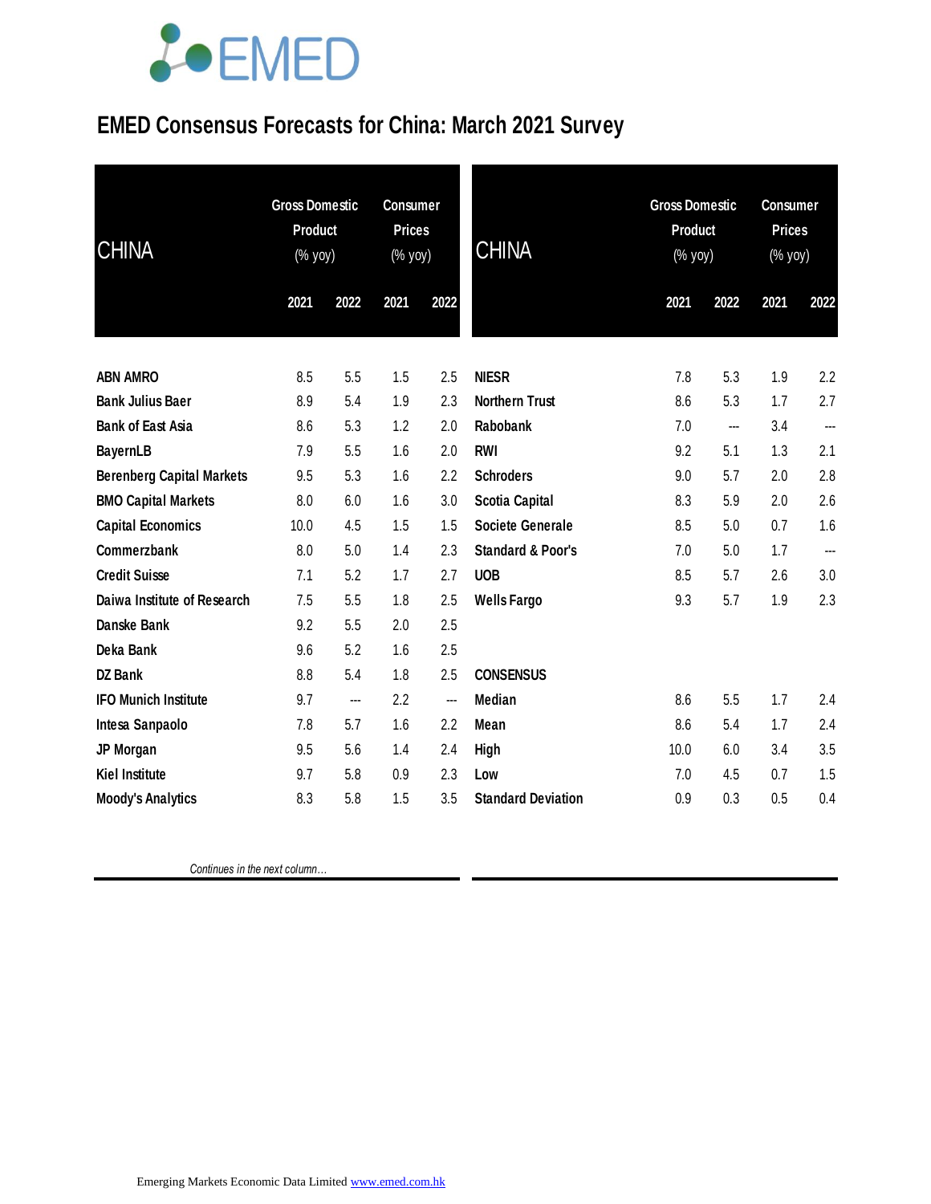# EMED Consensus Forecasts for China: March 2021 Survey

| CHINA | Gross Domestic Product (% yoy) | | Consumer Prices (% yoy) | |
|---|---|---|---|---|
| | 2021 | 2022 | 2021 | 2022 |
| ABN AMRO | 8.5 | 5.5 | 1.5 | 2.5 |
| Bank Julius Baer | 8.9 | 5.4 | 1.9 | 2.3 |
| Bank of East Asia | 8.6 | 5.3 | 1.2 | 2.0 |
| BayernLB | 7.9 | 5.5 | 1.6 | 2.0 |
| Berenberg Capital Markets | 9.5 | 5.3 | 1.6 | 2.2 |
| BMO Capital Markets | 8.0 | 6.0 | 1.6 | 3.0 |
| Capital Economics | 10.0 | 4.5 | 1.5 | 1.5 |
| Commerzbank | 8.0 | 5.0 | 1.4 | 2.3 |
| Credit Suisse | 7.1 | 5.2 | 1.7 | 2.7 |
| Daiwa Institute of Research | 7.5 | 5.5 | 1.8 | 2.5 |
| Danske Bank | 9.2 | 5.5 | 2.0 | 2.5 |
| Deka Bank | 9.6 | 5.2 | 1.6 | 2.5 |
| DZ Bank | 8.8 | 5.4 | 1.8 | 2.5 |
| IFO Munich Institute | 9.7 | --- | 2.2 | --- |
| Intesa Sanpaolo | 7.8 | 5.7 | 1.6 | 2.2 |
| JP Morgan | 9.5 | 5.6 | 1.4 | 2.4 |
| Kiel Institute | 9.7 | 5.8 | 0.9 | 2.3 |
| Moody's Analytics | 8.3 | 5.8 | 1.5 | 3.5 |
| NIESR | 7.8 | 5.3 | 1.9 | 2.2 |
| Northern Trust | 8.6 | 5.3 | 1.7 | 2.7 |
| Rabobank | 7.0 | --- | 3.4 | --- |
| RWI | 9.2 | 5.1 | 1.3 | 2.1 |
| Schroders | 9.0 | 5.7 | 2.0 | 2.8 |
| Scotia Capital | 8.3 | 5.9 | 2.0 | 2.6 |
| Societe Generale | 8.5 | 5.0 | 0.7 | 1.6 |
| Standard & Poor's | 7.0 | 5.0 | 1.7 | --- |
| UOB | 8.5 | 5.7 | 2.6 | 3.0 |
| Wells Fargo | 9.3 | 5.7 | 1.9 | 2.3 |
| **CONSENSUS** | | | | |
| Median | 8.6 | 5.5 | 1.7 | 2.4 |
| Mean | 8.6 | 5.4 | 1.7 | 2.4 |
| High | 10.0 | 6.0 | 3.4 | 3.5 |
| Low | 7.0 | 4.5 | 0.7 | 1.5 |
| Standard Deviation | 0.9 | 0.3 | 0.5 | 0.4 |

Emerging Markets Economic Data Limited www.emed.com.hk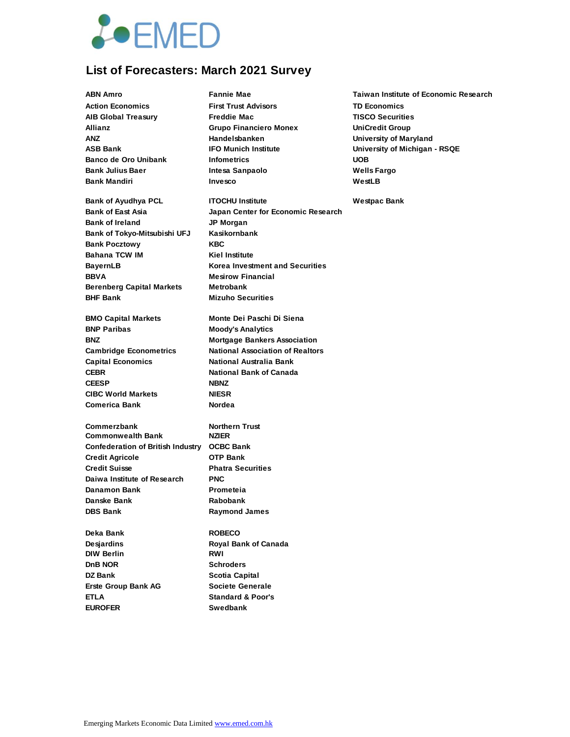EMED

## List of Forecasters: March 2021 Survey

**ABN Amro**
**Action Economics**
**AIB Global Treasury**
**Allianz**
**ANZ**
**ASB Bank**
**Banco de Oro Unibank**
**Bank Julius Baer**
**Bank Mandiri**

**Bank of Ayudhya PCL**
**Bank of East Asia**
**Bank of Ireland**
**Bank of Tokyo-Mitsubishi UFJ**
**Bank Pocztowy**
**Bahana TCW IM**
**BayernLB**
**BBVA**
**Berenberg Capital Markets**
**BHF Bank**

**BMO Capital Markets**
**BNP Paribas**
**BNZ**
**Cambridge Econometrics**
**Capital Economics**
**CEBR**
**CEESP**
**CIBC World Markets**
**Comerica Bank**

**Commerzbank**
**Commonwealth Bank**
**Confederation of British Industry**
**Credit Agricole**
**Credit Suisse**
**Daiwa Institute of Research**
**Danamon Bank**
**Danske Bank**
**DBS Bank**

**Deka Bank**
**Desjardins**
**DIW Berlin**
**DnB NOR**
**DZ Bank**
**Erste Group Bank AG**
**ETLA**
**EUROFER**

**Fannie Mae**
**First Trust Advisors**
**Freddie Mac**
**Grupo Financiero Monex**
**Handelsbanken**
**IFO Munich Institute**
**Infometrics**
**Intesa Sanpaolo**
**Invesco**

**ITOCHU Institute**
**Japan Center for Economic Research**
**JP Morgan**
**Kasikornbank**
**KBC**
**Kiel Institute**
**Korea Investment and Securities**
**Mesirow Financial**
**Metrobank**
**Mizuho Securities**

**Monte Dei Paschi Di Siena**
**Moody's Analytics**
**Mortgage Bankers Association**
**National Association of Realtors**
**National Australia Bank**
**National Bank of Canada**
**NBNZ**
**NIESR**
**Nordea**

**Northern Trust**
**NZIER**
**OCBC Bank**
**OTP Bank**
**Phatra Securities**
**PNC**
**Prometeia**
**Rabobank**
**Raymond James**

**ROBECO**
**Royal Bank of Canada**
**RWI**
**Schroders**
**Scotia Capital**
**Societe Generale**
**Standard & Poor's**
**Swedbank**

**Taiwan Institute of Economic Research**
**TD Economics**
**TISCO Securities**
**UniCredit Group**
**University of Maryland**
**University of Michigan - RSQE**
**UOB**
**Wells Fargo**
**WestLB**

**Westpac Bank**

Emerging Markets Economic Data Limited [www.emed.com.hk](http://www.emed.com.hk)